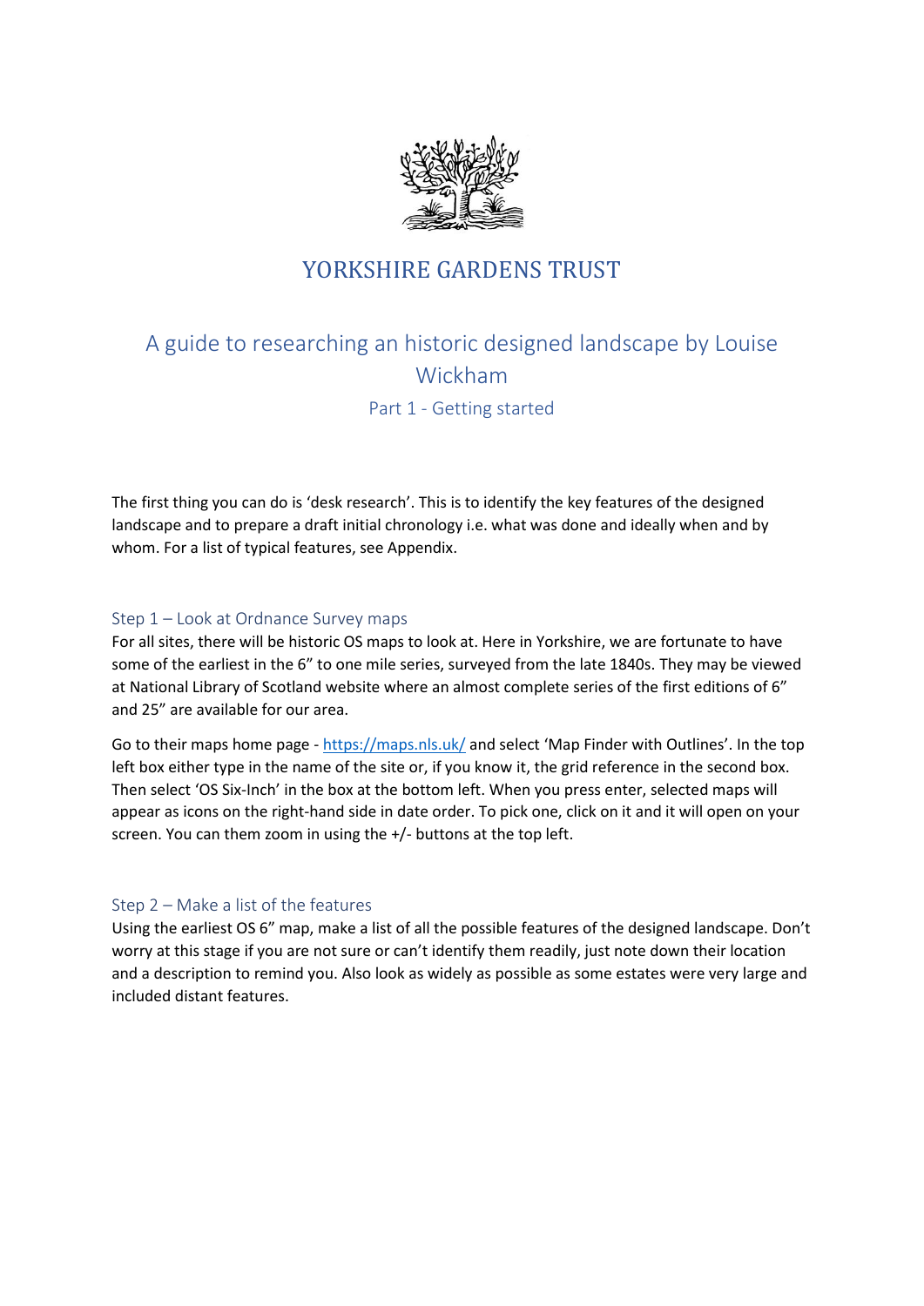# YORKSHIRE GARDENS TRUST

## A guide to researching an historic designed landscape by Louise Wickham

### Part 1 - Getting started

The first thing you can do is 'desk research'. This is to identify the key features of the designed landscape and to prepare a draft initial chronology i.e. what was done and ideally when and by whom. For a list of typical features, see Appendix.

### Step 1 – Look at Ordnance Survey maps

For all sites, there will be historic OS maps to look at. Here in Yorkshire, we are fortunate to have some of the earliest in the 6" to one mile series, surveyed from the late 1840s. They may be viewed at National Library of Scotland website where an almost complete series of the first editions of 6" and 25" are available for our area.

Go to their maps home page - https://maps.nls.uk/ and select 'Map Finder with Outlines'. In the top left box either type in the name of the site or, if you know it, the grid reference in the second box. Then select 'OS Six-Inch' in the box at the bottom left. When you press enter, selected maps will appear as icons on the right-hand side in date order. To pick one, click on it and it will open on your screen. You can them zoom in using the +/- buttons at the top left.

### Step 2 – Make a list of the features

Using the earliest OS 6" map, make a list of all the possible features of the designed landscape. Don't worry at this stage if you are not sure or can't identify them readily, just note down their location and a description to remind you. Also look as widely as possible as some estates were very large and included distant features.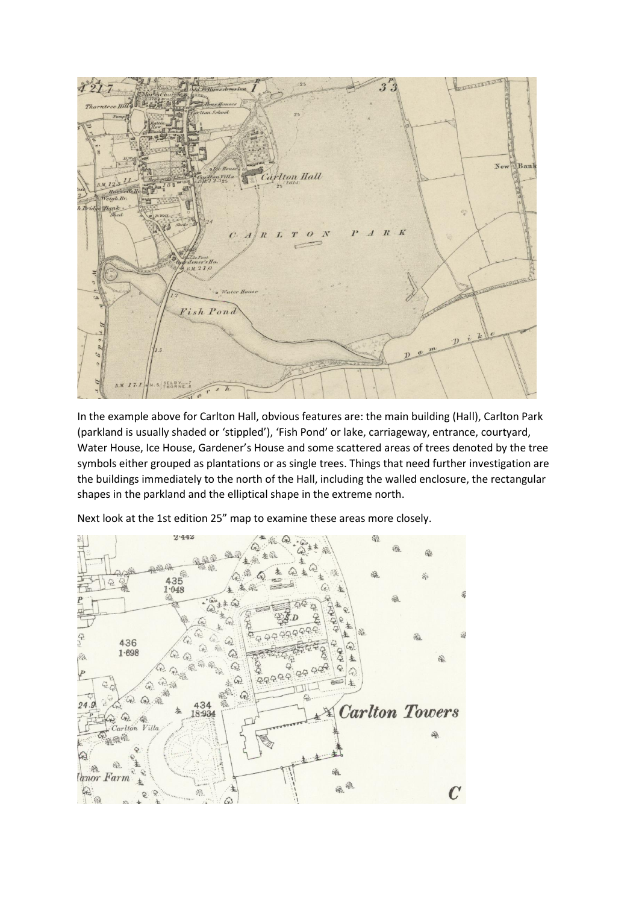In the example above for Carlton Hall, obvious features are: the main building (Hall), Carlton Park (parkland is usually shaded or 'stippled'), 'Fish Pond' or lake, carriageway, entrance, courtyard, Water House, Ice House, Gardener's House and some scattered areas of trees denoted by the tree symbols either grouped as plantations or as single trees. Things that need further investigation are the buildings immediately to the north of the Hall, including the walled enclosure, the rectangular shapes in the parkland and the elliptical shape in the extreme north.

Next look at the 1st edition 25" map to examine these areas more closely.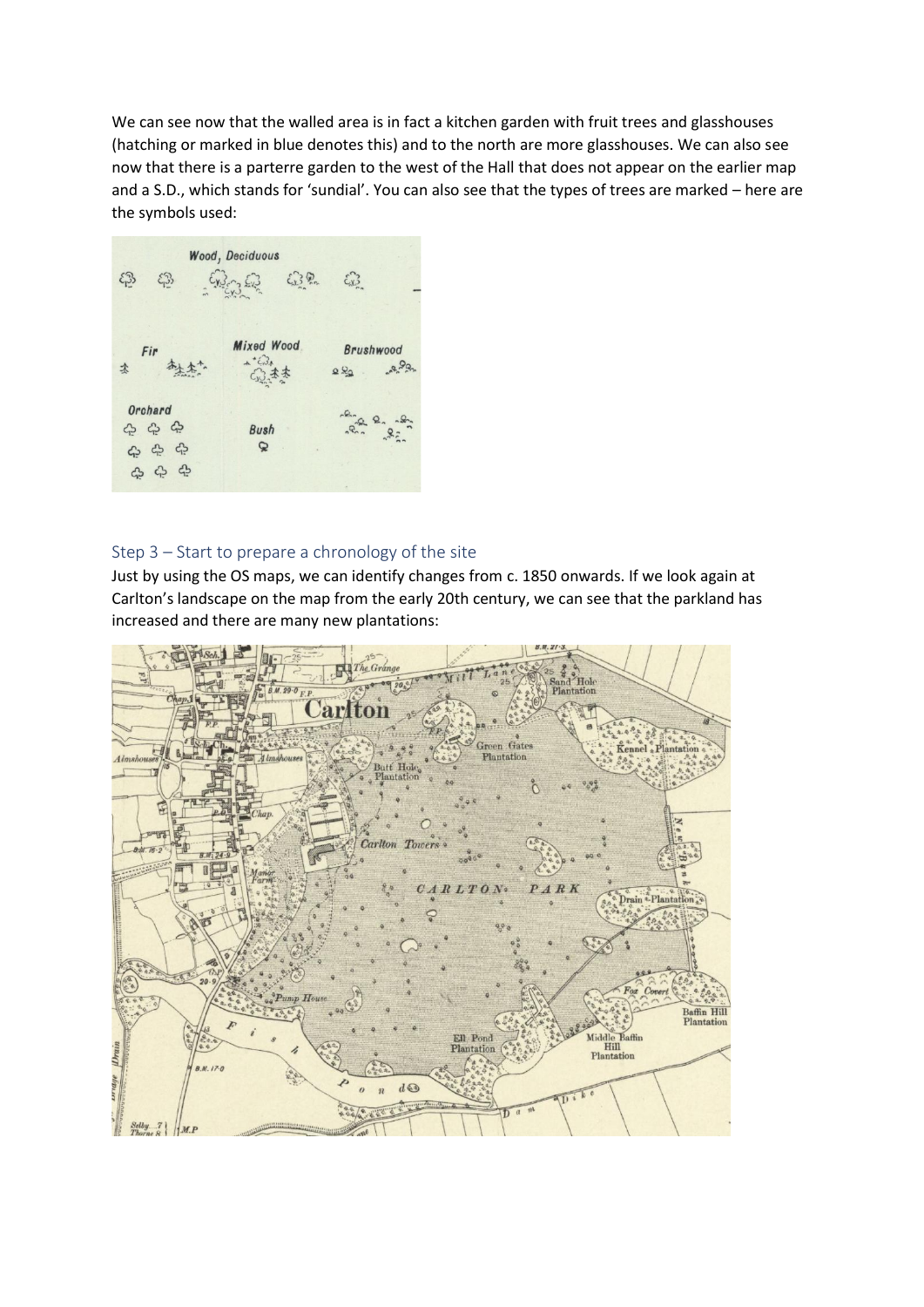We can see now that the walled area is in fact a kitchen garden with fruit trees and glasshouses (hatching or marked in blue denotes this) and to the north are more glasshouses. We can also see now that there is a parterre garden to the west of the Hall that does not appear on the earlier map and a S.D., which stands for 'sundial'. You can also see that the types of trees are marked – here are the symbols used:

## Step 3 – Start to prepare a chronology of the site

Just by using the OS maps, we can identify changes from c. 1850 onwards. If we look again at Carlton's landscape on the map from the early 20th century, we can see that the parkland has increased and there are many new plantations: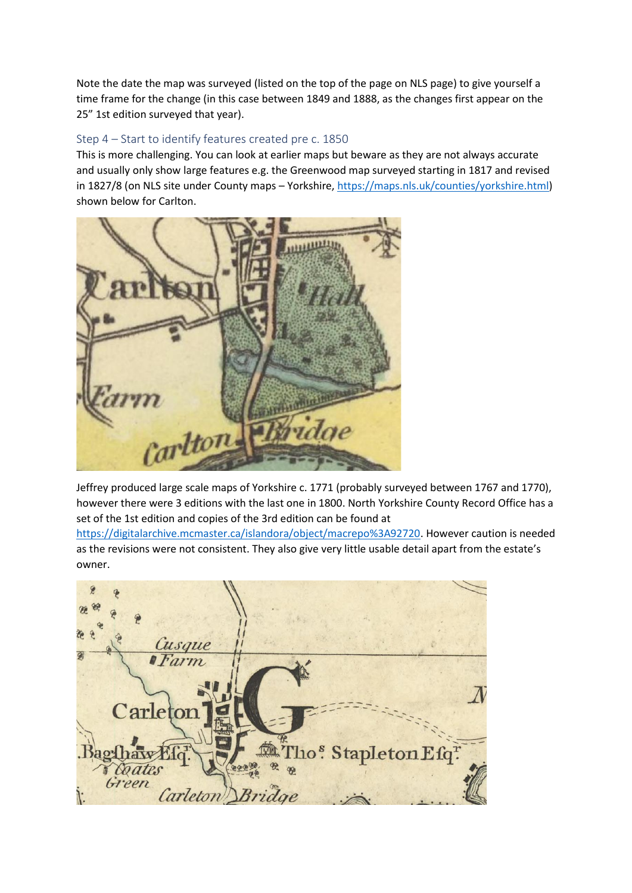Note the date the map was surveyed (listed on the top of the page on NLS page) to give yourself a time frame for the change (in this case between 1849 and 1888, as the changes first appear on the 25" 1st edition surveyed that year).

### Step 4 – Start to identify features created pre c. 1850

This is more challenging. You can look at earlier maps but beware as they are not always accurate and usually only show large features e.g. the Greenwood map surveyed starting in 1817 and revised in 1827/8 (on NLS site under County maps – Yorkshire, https://maps.nls.uk/counties/yorkshire.html) shown below for Carlton.

Jeffrey produced large scale maps of Yorkshire c. 1771 (probably surveyed between 1767 and 1770), however there were 3 editions with the last one in 1800. North Yorkshire County Record Office has a set of the 1st edition and copies of the 3rd edition can be found at https://digitalarchive.mcmaster.ca/islandora/object/macrepo%3A92720. However caution is needed as the revisions were not consistent. They also give very little usable detail apart from the estate's owner.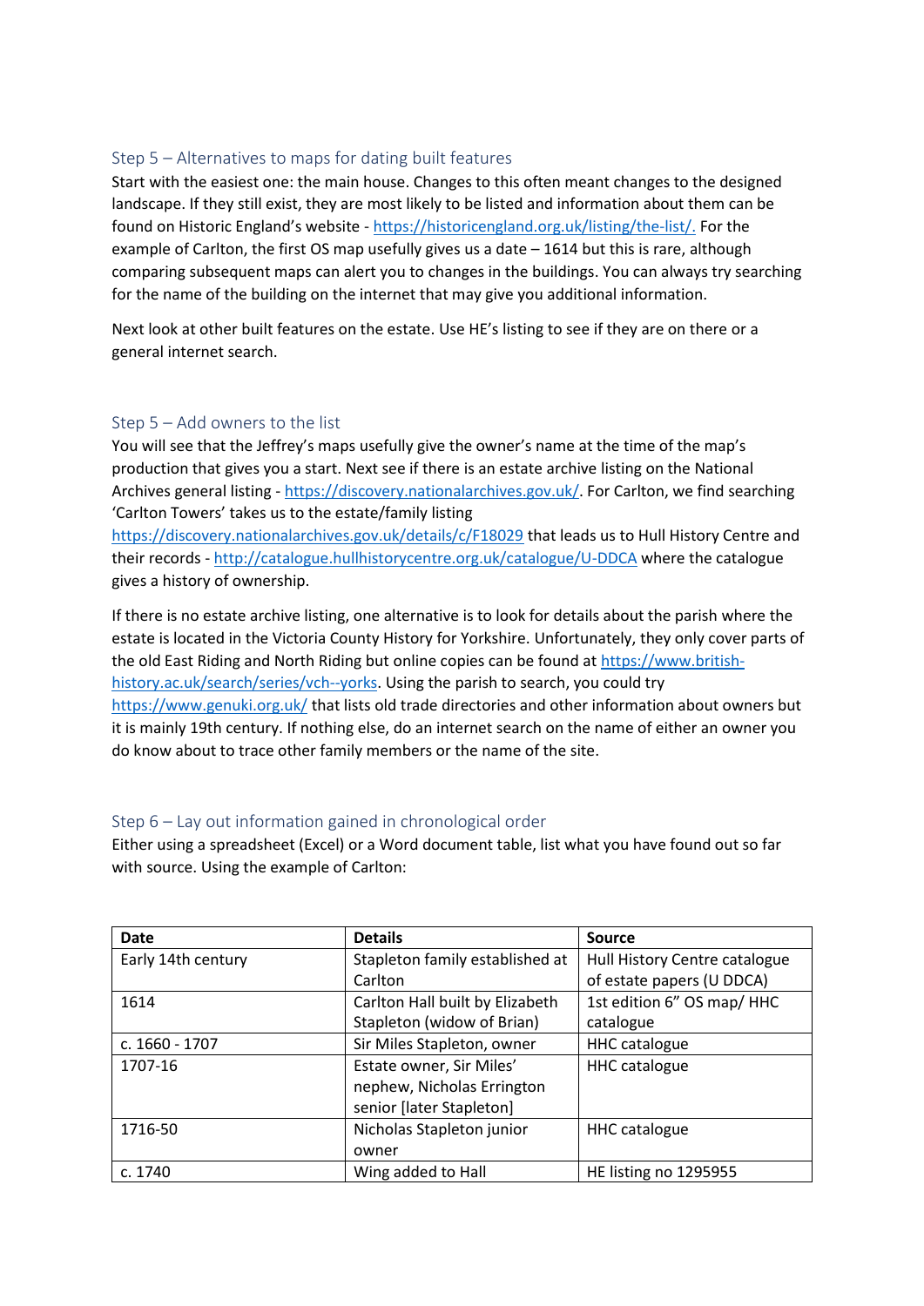### Step 5 – Alternatives to maps for dating built features

Start with the easiest one: the main house. Changes to this often meant changes to the designed landscape. If they still exist, they are most likely to be listed and information about them can be found on Historic England's website - https://historicengland.org.uk/listing/the-list/. For the example of Carlton, the first OS map usefully gives us a date – 1614 but this is rare, although comparing subsequent maps can alert you to changes in the buildings. You can always try searching for the name of the building on the internet that may give you additional information.

Next look at other built features on the estate. Use HE's listing to see if they are on there or a general internet search.

### Step 5 – Add owners to the list

You will see that the Jeffrey's maps usefully give the owner's name at the time of the map's production that gives you a start. Next see if there is an estate archive listing on the National Archives general listing - https://discovery.nationalarchives.gov.uk/. For Carlton, we find searching 'Carlton Towers' takes us to the estate/family listing https://discovery.nationalarchives.gov.uk/details/c/F18029 that leads us to Hull History Centre and their records - http://catalogue.hullhistorycentre.org.uk/catalogue/U-DDCA where the catalogue gives a history of ownership.

If there is no estate archive listing, one alternative is to look for details about the parish where the estate is located in the Victoria County History for Yorkshire. Unfortunately, they only cover parts of the old East Riding and North Riding but online copies can be found at https://www.british-history.ac.uk/search/series/vch--yorks. Using the parish to search, you could try https://www.genuki.org.uk/ that lists old trade directories and other information about owners but it is mainly 19th century. If nothing else, do an internet search on the name of either an owner you do know about to trace other family members or the name of the site.

### Step 6 – Lay out information gained in chronological order

Either using a spreadsheet (Excel) or a Word document table, list what you have found out so far with source. Using the example of Carlton:

| Date | Details | Source |
|---|---|---|
| Early 14th century | Stapleton family established at Carlton | Hull History Centre catalogue of estate papers (U DDCA) |
| 1614 | Carlton Hall built by Elizabeth Stapleton (widow of Brian) | 1st edition 6" OS map/ HHC catalogue |
| c. 1660 - 1707 | Sir Miles Stapleton, owner | HHC catalogue |
| 1707-16 | Estate owner, Sir Miles' nephew, Nicholas Errington senior [later Stapleton] | HHC catalogue |
| 1716-50 | Nicholas Stapleton junior owner | HHC catalogue |
| c. 1740 | Wing added to Hall | HE listing no 1295955 |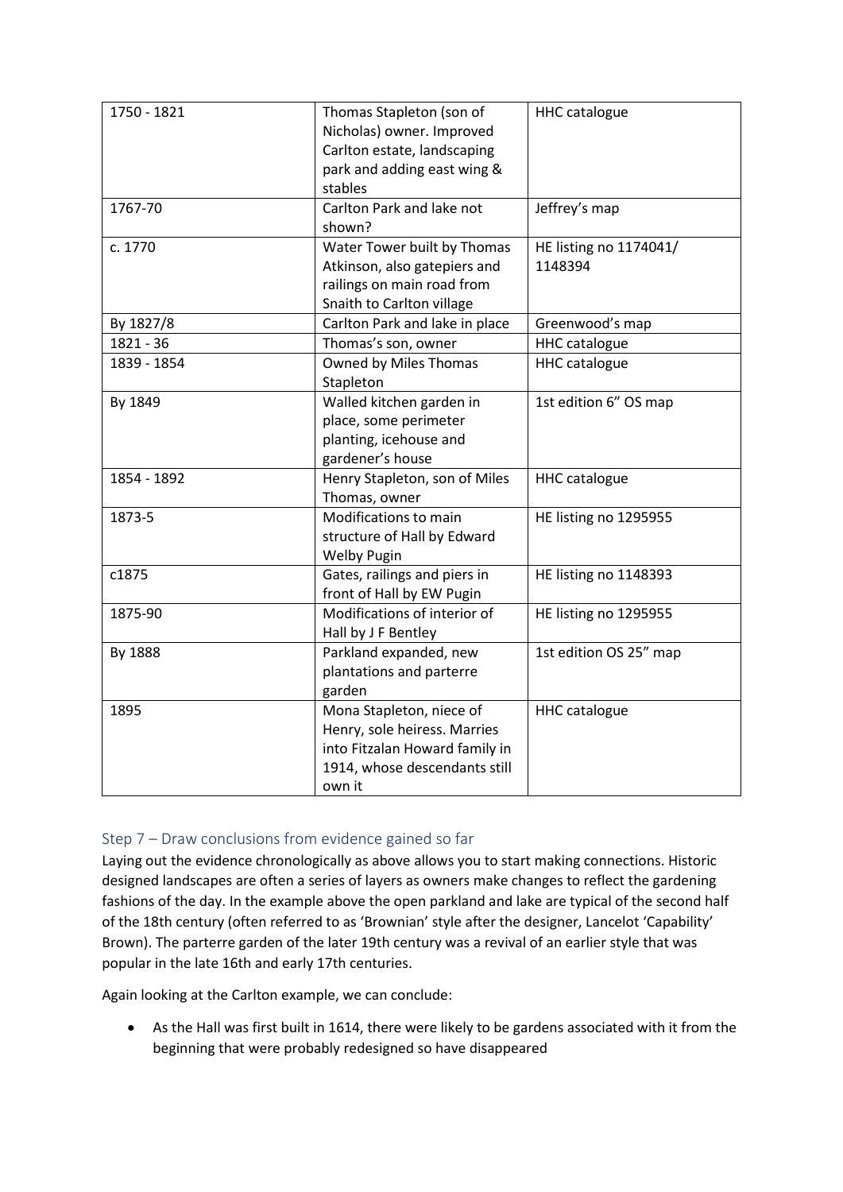| 1750 - 1821 | Thomas Stapleton (son of Nicholas) owner. Improved Carlton estate, landscaping park and adding east wing & stables | HHC catalogue |
|---|---|---|
| 1767-70 | Carlton Park and lake not shown? | Jeffrey's map |
| c. 1770 | Water Tower built by Thomas Atkinson, also gatepiers and railings on main road from Snaith to Carlton village | HE listing no 1174041/ 1148394 |
| By 1827/8 | Carlton Park and lake in place | Greenwood's map |
| 1821 - 36 | Thomas's son, owner | HHC catalogue |
| 1839 - 1854 | Owned by Miles Thomas Stapleton | HHC catalogue |
| By 1849 | Walled kitchen garden in place, some perimeter planting, icehouse and gardener's house | 1st edition 6" OS map |
| 1854 - 1892 | Henry Stapleton, son of Miles Thomas, owner | HHC catalogue |
| 1873-5 | Modifications to main structure of Hall by Edward Welby Pugin | HE listing no 1295955 |
| c1875 | Gates, railings and piers in front of Hall by EW Pugin | HE listing no 1148393 |
| 1875-90 | Modifications of interior of Hall by J F Bentley | HE listing no 1295955 |
| By 1888 | Parkland expanded, new plantations and parterre garden | 1st edition OS 25" map |
| 1895 | Mona Stapleton, niece of Henry, sole heiress. Marries into Fitzalan Howard family in 1914, whose descendants still own it | HHC catalogue |

## Step 7 – Draw conclusions from evidence gained so far

Laying out the evidence chronologically as above allows you to start making connections. Historic designed landscapes are often a series of layers as owners make changes to reflect the gardening fashions of the day. In the example above the open parkland and lake are typical of the second half of the 18th century (often referred to as 'Brownian' style after the designer, Lancelot 'Capability' Brown). The parterre garden of the later 19th century was a revival of an earlier style that was popular in the late 16th and early 17th centuries.

Again looking at the Carlton example, we can conclude:

- As the Hall was first built in 1614, there were likely to be gardens associated with it from the beginning that were probably redesigned so have disappeared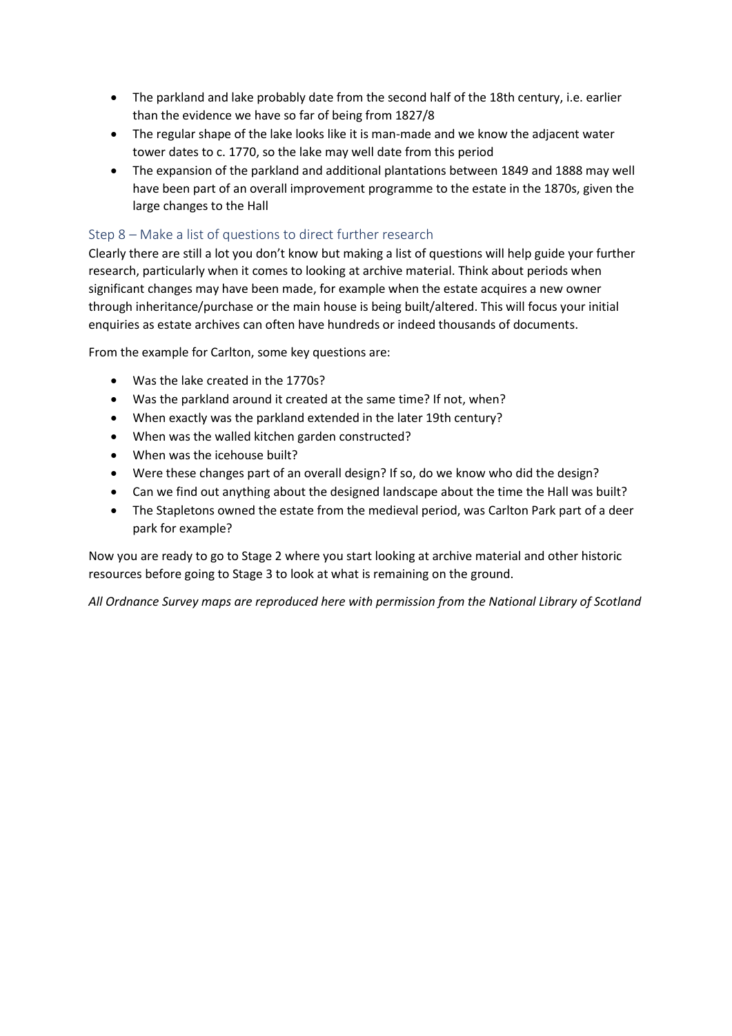- The parkland and lake probably date from the second half of the 18th century, i.e. earlier than the evidence we have so far of being from 1827/8
- The regular shape of the lake looks like it is man-made and we know the adjacent water tower dates to c. 1770, so the lake may well date from this period
- The expansion of the parkland and additional plantations between 1849 and 1888 may well have been part of an overall improvement programme to the estate in the 1870s, given the large changes to the Hall

## Step 8 – Make a list of questions to direct further research

Clearly there are still a lot you don't know but making a list of questions will help guide your further research, particularly when it comes to looking at archive material. Think about periods when significant changes may have been made, for example when the estate acquires a new owner through inheritance/purchase or the main house is being built/altered. This will focus your initial enquiries as estate archives can often have hundreds or indeed thousands of documents.

From the example for Carlton, some key questions are:

- Was the lake created in the 1770s?
- Was the parkland around it created at the same time? If not, when?
- When exactly was the parkland extended in the later 19th century?
- When was the walled kitchen garden constructed?
- When was the icehouse built?
- Were these changes part of an overall design? If so, do we know who did the design?
- Can we find out anything about the designed landscape about the time the Hall was built?
- The Stapletons owned the estate from the medieval period, was Carlton Park part of a deer park for example?

Now you are ready to go to Stage 2 where you start looking at archive material and other historic resources before going to Stage 3 to look at what is remaining on the ground.

*All Ordnance Survey maps are reproduced here with permission from the National Library of Scotland*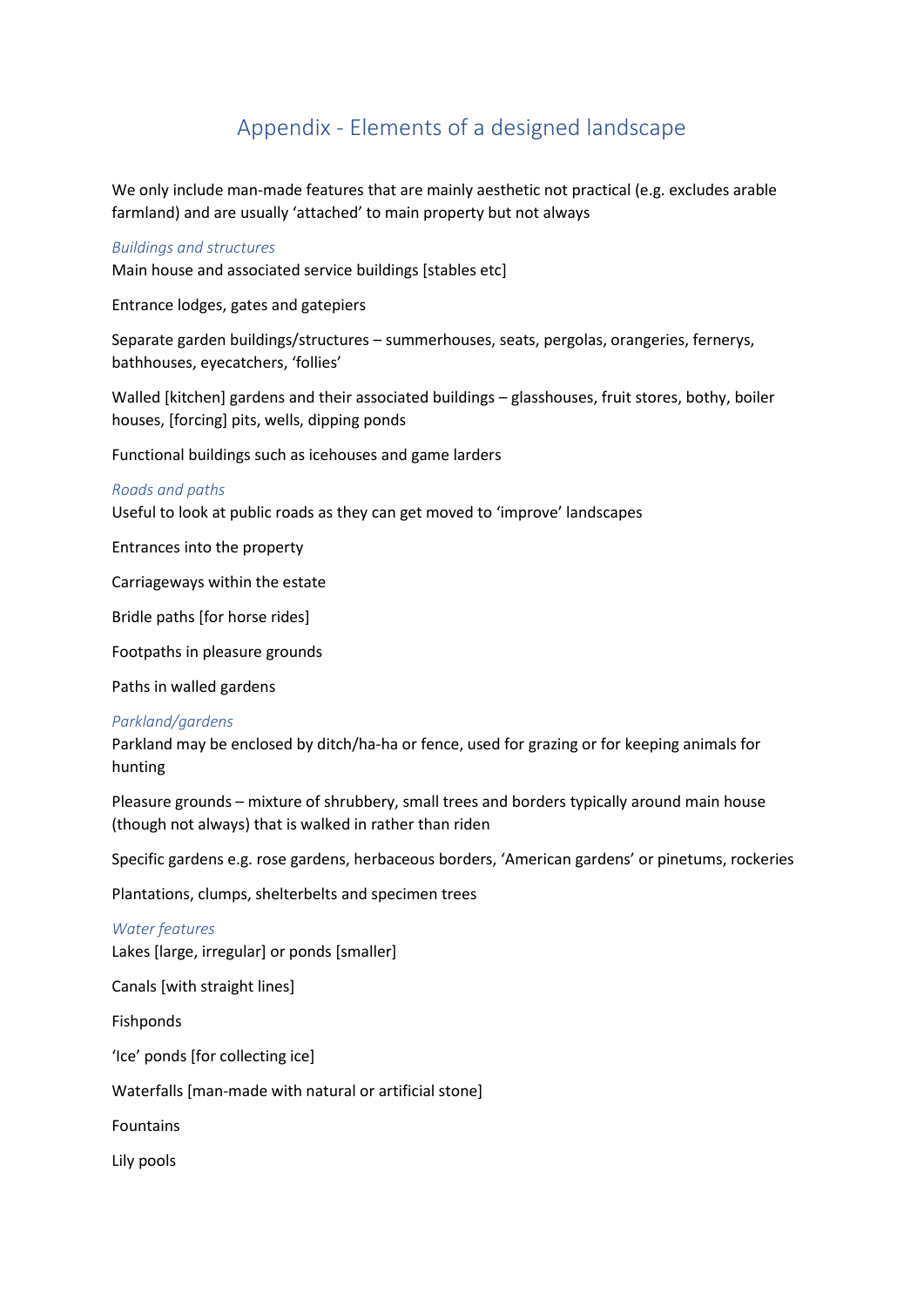# Appendix - Elements of a designed landscape

We only include man-made features that are mainly aesthetic not practical (e.g. excludes arable farmland) and are usually 'attached' to main property but not always

*Buildings and structures*

Main house and associated service buildings [stables etc]

Entrance lodges, gates and gatepiers

Separate garden buildings/structures – summerhouses, seats, pergolas, orangeries, fernerys, bathhouses, eyecatchers, 'follies'

Walled [kitchen] gardens and their associated buildings – glasshouses, fruit stores, bothy, boiler houses, [forcing] pits, wells, dipping ponds

Functional buildings such as icehouses and game larders

*Roads and paths*

Useful to look at public roads as they can get moved to 'improve' landscapes

Entrances into the property

Carriageways within the estate

Bridle paths [for horse rides]

Footpaths in pleasure grounds

Paths in walled gardens

*Parkland/gardens*

Parkland may be enclosed by ditch/ha-ha or fence, used for grazing or for keeping animals for hunting

Pleasure grounds – mixture of shrubbery, small trees and borders typically around main house (though not always) that is walked in rather than riden

Specific gardens e.g. rose gardens, herbaceous borders, 'American gardens' or pinetums, rockeries

Plantations, clumps, shelterbelts and specimen trees

*Water features*

Lakes [large, irregular] or ponds [smaller]

Canals [with straight lines]

Fishponds

'Ice' ponds [for collecting ice]

Waterfalls [man-made with natural or artificial stone]

Fountains

Lily pools